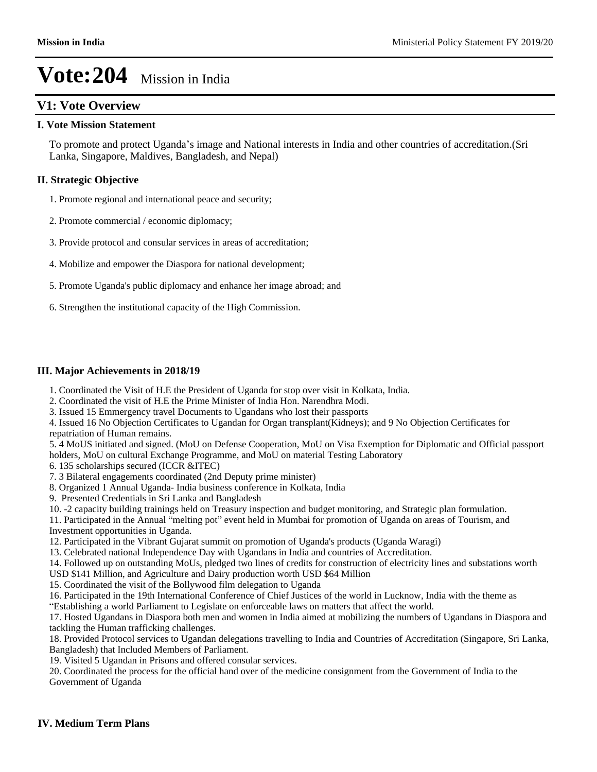# Vote:204 Mission in India

## V1: Vote Overview

### I. Vote Mission Statement

To promote and protect Uganda's image and National interests in India and other countries of accreditation.(Sri Lanka, Singapore, Maldives, Bangladesh, and Nepal)

### II. Strategic Objective

1. Promote regional and international peace and security;

2. Promote commercial / economic diplomacy;

3. Provide protocol and consular services in areas of accreditation;

4. Mobilize and empower the Diaspora for national development;

5. Promote Uganda's public diplomacy and enhance her image abroad; and

6. Strengthen the institutional capacity of the High Commission.

### III. Major Achievements in 2018/19

1. Coordinated the Visit of H.E the President of Uganda for stop over visit in Kolkata, India.
2. Coordinated the visit of H.E the Prime Minister of India Hon. Narendhra Modi.
3. Issued 15 Emmergency travel Documents to Ugandans who lost their passports
4. Issued 16 No Objection Certificates to Ugandan for Organ transplant(Kidneys); and 9 No Objection Certificates for repatriation of Human remains.
5. 4 MoUS initiated and signed. (MoU on Defense Cooperation, MoU on Visa Exemption for Diplomatic and Official passport holders, MoU on cultural Exchange Programme, and MoU on material Testing Laboratory
6. 135 scholarships secured (ICCR &ITEC)
7. 3 Bilateral engagements coordinated (2nd Deputy prime minister)
8. Organized 1 Annual Uganda- India business conference in Kolkata, India
9. Presented Credentials in Sri Lanka and Bangladesh
10. -2 capacity building trainings held on Treasury inspection and budget monitoring, and Strategic plan formulation.
11. Participated in the Annual "melting pot" event held in Mumbai for promotion of Uganda on areas of Tourism, and Investment opportunities in Uganda.
12. Participated in the Vibrant Gujarat summit on promotion of Uganda's products (Uganda Waragi)
13. Celebrated national Independence Day with Ugandans in India and countries of Accreditation.
14. Followed up on outstanding MoUs, pledged two lines of credits for construction of electricity lines and substations worth USD $141 Million, and Agriculture and Dairy production worth USD $64 Million
15. Coordinated the visit of the Bollywood film delegation to Uganda
16. Participated in the 19th International Conference of Chief Justices of the world in Lucknow, India with the theme as "Establishing a world Parliament to Legislate on enforceable laws on matters that affect the world.
17. Hosted Ugandans in Diaspora both men and women in India aimed at mobilizing the numbers of Ugandans in Diaspora and tackling the Human trafficking challenges.
18. Provided Protocol services to Ugandan delegations travelling to India and Countries of Accreditation (Singapore, Sri Lanka, Bangladesh) that Included Members of Parliament.
19. Visited 5 Ugandan in Prisons and offered consular services.
20. Coordinated the process for the official hand over of the medicine consignment from the Government of India to the Government of Uganda

### IV. Medium Term Plans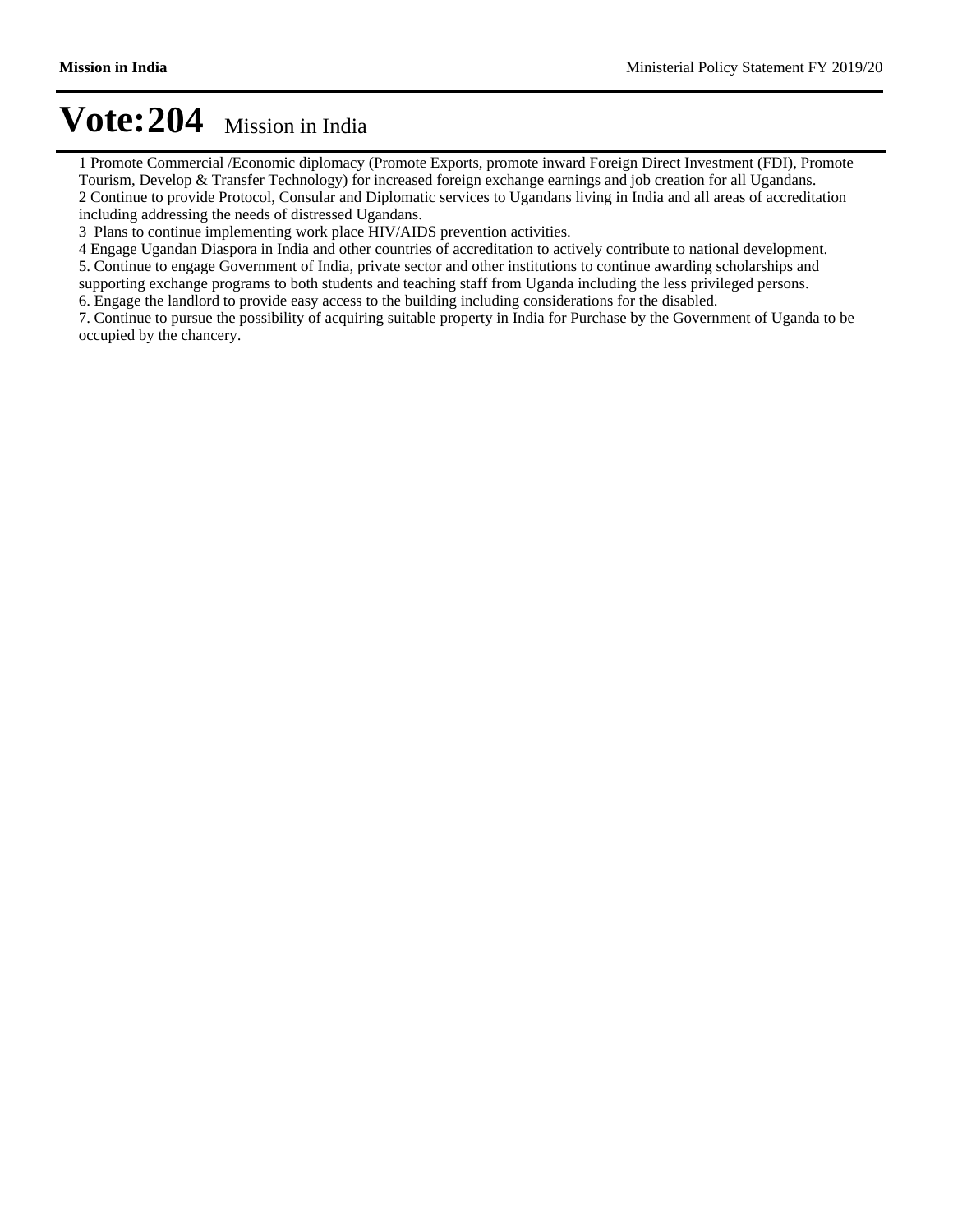# Vote:204 Mission in India

1 Promote Commercial /Economic diplomacy (Promote Exports, promote inward Foreign Direct Investment (FDI), Promote Tourism, Develop & Transfer Technology) for increased foreign exchange earnings and job creation for all Ugandans.
2 Continue to provide Protocol, Consular and Diplomatic services to Ugandans living in India and all areas of accreditation including addressing the needs of distressed Ugandans.
3 Plans to continue implementing work place HIV/AIDS prevention activities.
4 Engage Ugandan Diaspora in India and other countries of accreditation to actively contribute to national development.
5. Continue to engage Government of India, private sector and other institutions to continue awarding scholarships and supporting exchange programs to both students and teaching staff from Uganda including the less privileged persons.
6. Engage the landlord to provide easy access to the building including considerations for the disabled.
7. Continue to pursue the possibility of acquiring suitable property in India for Purchase by the Government of Uganda to be occupied by the chancery.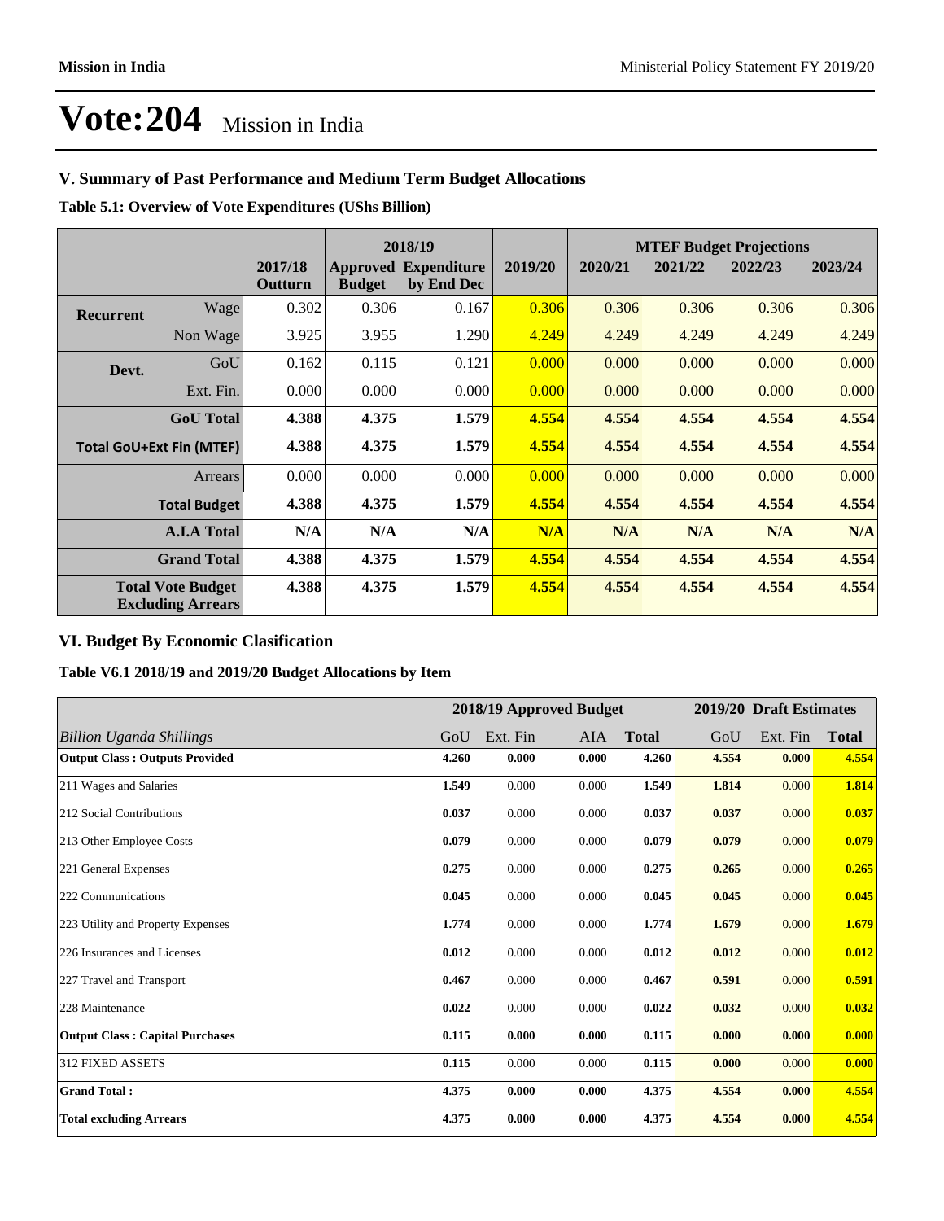# Vote:204 Mission in India

## V. Summary of Past Performance and Medium Term Budget Allocations

**Table 5.1: Overview of Vote Expenditures (UShs Billion)**

| | | 2017/18 Outturn | 2018/19 Approved Budget | 2018/19 Expenditure by End Dec | 2019/20 | MTEF Budget Projections 2020/21 | 2021/22 | 2022/23 | 2023/24 |
|---|---|---|---|---|---|---|---|---|---|
| **Recurrent** | Wage | 0.302 | 0.306 | 0.167 | 0.306 | 0.306 | 0.306 | 0.306 | 0.306 |
| | Non Wage | 3.925 | 3.955 | 1.290 | 4.249 | 4.249 | 4.249 | 4.249 | 4.249 |
| **Devt.** | GoU | 0.162 | 0.115 | 0.121 | 0.000 | 0.000 | 0.000 | 0.000 | 0.000 |
| | Ext. Fin. | 0.000 | 0.000 | 0.000 | 0.000 | 0.000 | 0.000 | 0.000 | 0.000 |
| | **GoU Total** | **4.388** | **4.375** | **1.579** | **4.554** | **4.554** | **4.554** | **4.554** | **4.554** |
| **Total GoU+Ext Fin (MTEF)** | | **4.388** | **4.375** | **1.579** | **4.554** | **4.554** | **4.554** | **4.554** | **4.554** |
| | Arrears | 0.000 | 0.000 | 0.000 | 0.000 | 0.000 | 0.000 | 0.000 | 0.000 |
| | **Total Budget** | **4.388** | **4.375** | **1.579** | **4.554** | **4.554** | **4.554** | **4.554** | **4.554** |
| | **A.I.A Total** | **N/A** | **N/A** | **N/A** | **N/A** | **N/A** | **N/A** | **N/A** | **N/A** |
| | **Grand Total** | **4.388** | **4.375** | **1.579** | **4.554** | **4.554** | **4.554** | **4.554** | **4.554** |
| | **Total Vote Budget Excluding Arrears** | **4.388** | **4.375** | **1.579** | **4.554** | **4.554** | **4.554** | **4.554** | **4.554** |

## VI. Budget By Economic Clasification

**Table V6.1 2018/19 and 2019/20 Budget Allocations by Item**

| | 2018/19 Approved Budget | | | | 2019/20 Draft Estimates | | |
|---|---|---|---|---|---|---|---|
| *Billion Uganda Shillings* | GoU | Ext. Fin | AIA | **Total** | GoU | Ext. Fin | **Total** |
| **Output Class : Outputs Provided** | **4.260** | **0.000** | **0.000** | **4.260** | **4.554** | **0.000** | **4.554** |
| 211 Wages and Salaries | **1.549** | 0.000 | 0.000 | **1.549** | **1.814** | 0.000 | **1.814** |
| 212 Social Contributions | **0.037** | 0.000 | 0.000 | **0.037** | **0.037** | 0.000 | **0.037** |
| 213 Other Employee Costs | **0.079** | 0.000 | 0.000 | **0.079** | **0.079** | 0.000 | **0.079** |
| 221 General Expenses | **0.275** | 0.000 | 0.000 | **0.275** | **0.265** | 0.000 | **0.265** |
| 222 Communications | **0.045** | 0.000 | 0.000 | **0.045** | **0.045** | 0.000 | **0.045** |
| 223 Utility and Property Expenses | **1.774** | 0.000 | 0.000 | **1.774** | **1.679** | 0.000 | **1.679** |
| 226 Insurances and Licenses | **0.012** | 0.000 | 0.000 | **0.012** | **0.012** | 0.000 | **0.012** |
| 227 Travel and Transport | **0.467** | 0.000 | 0.000 | **0.467** | **0.591** | 0.000 | **0.591** |
| 228 Maintenance | **0.022** | 0.000 | 0.000 | **0.022** | **0.032** | 0.000 | **0.032** |
| **Output Class : Capital Purchases** | **0.115** | **0.000** | **0.000** | **0.115** | **0.000** | **0.000** | **0.000** |
| 312 FIXED ASSETS | **0.115** | 0.000 | 0.000 | **0.115** | **0.000** | 0.000 | **0.000** |
| **Grand Total :** | **4.375** | **0.000** | **0.000** | **4.375** | **4.554** | **0.000** | **4.554** |
| **Total excluding Arrears** | **4.375** | **0.000** | **0.000** | **4.375** | **4.554** | **0.000** | **4.554** |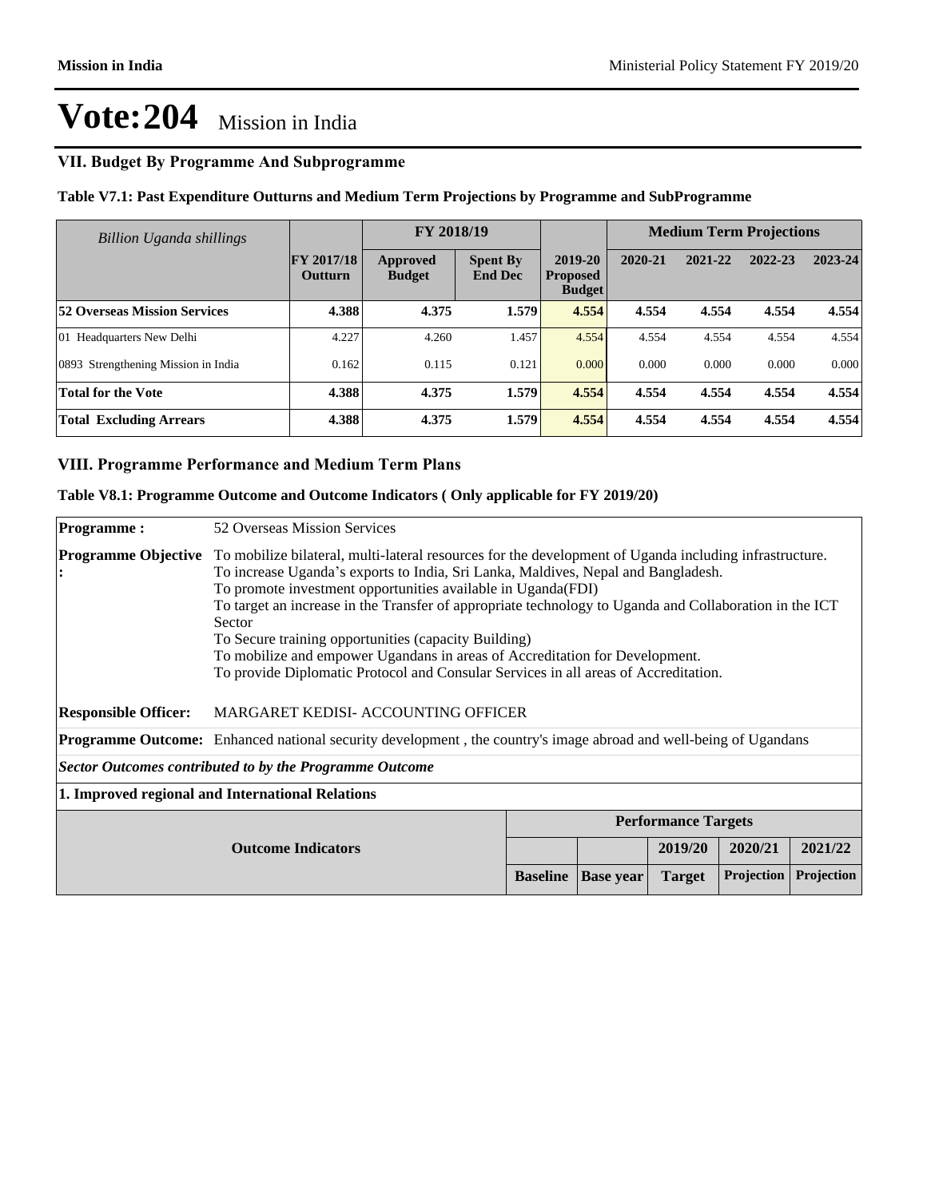# Vote:204 Mission in India

## VII. Budget By Programme And Subprogramme

### Table V7.1: Past Expenditure Outturns and Medium Term Projections by Programme and SubProgramme

| *Billion Uganda shillings* | | FY 2018/19 | | | Medium Term Projections | | | |
|---|---|---|---|---|---|---|---|---|
| | FY 2017/18 Outturn | Approved Budget | Spent By End Dec | 2019-20 Proposed Budget | 2020-21 | 2021-22 | 2022-23 | 2023-24 |
| **52 Overseas Mission Services** | **4.388** | **4.375** | **1.579** | **4.554** | **4.554** | **4.554** | **4.554** | **4.554** |
| 01 Headquarters New Delhi | 4.227 | 4.260 | 1.457 | 4.554 | 4.554 | 4.554 | 4.554 | 4.554 |
| 0893 Strengthening Mission in India | 0.162 | 0.115 | 0.121 | 0.000 | 0.000 | 0.000 | 0.000 | 0.000 |
| **Total for the Vote** | **4.388** | **4.375** | **1.579** | **4.554** | **4.554** | **4.554** | **4.554** | **4.554** |
| **Total Excluding Arrears** | **4.388** | **4.375** | **1.579** | **4.554** | **4.554** | **4.554** | **4.554** | **4.554** |

## VIII. Programme Performance and Medium Term Plans

### Table V8.1: Programme Outcome and Outcome Indicators ( Only applicable for FY 2019/20)

**Programme :** 52 Overseas Mission Services

**Programme Objective :**
To mobilize bilateral, multi-lateral resources for the development of Uganda including infrastructure.
To increase Uganda's exports to India, Sri Lanka, Maldives, Nepal and Bangladesh.
To promote investment opportunities available in Uganda(FDI)
To target an increase in the Transfer of appropriate technology to Uganda and Collaboration in the ICT Sector
To Secure training opportunities (capacity Building)
To mobilize and empower Ugandans in areas of Accreditation for Development.
To provide Diplomatic Protocol and Consular Services in all areas of Accreditation.

**Responsible Officer:** MARGARET KEDISI- ACCOUNTING OFFICER

**Programme Outcome:** Enhanced national security development , the country's image abroad and well-being of Ugandans

***Sector Outcomes contributed to by the Programme Outcome***

**1. Improved regional and International Relations**

| Outcome Indicators | Performance Targets | | | | |
|---|---|---|---|---|---|
| | | | 2019/20 | 2020/21 | 2021/22 |
| | Baseline | Base year | Target | Projection | Projection |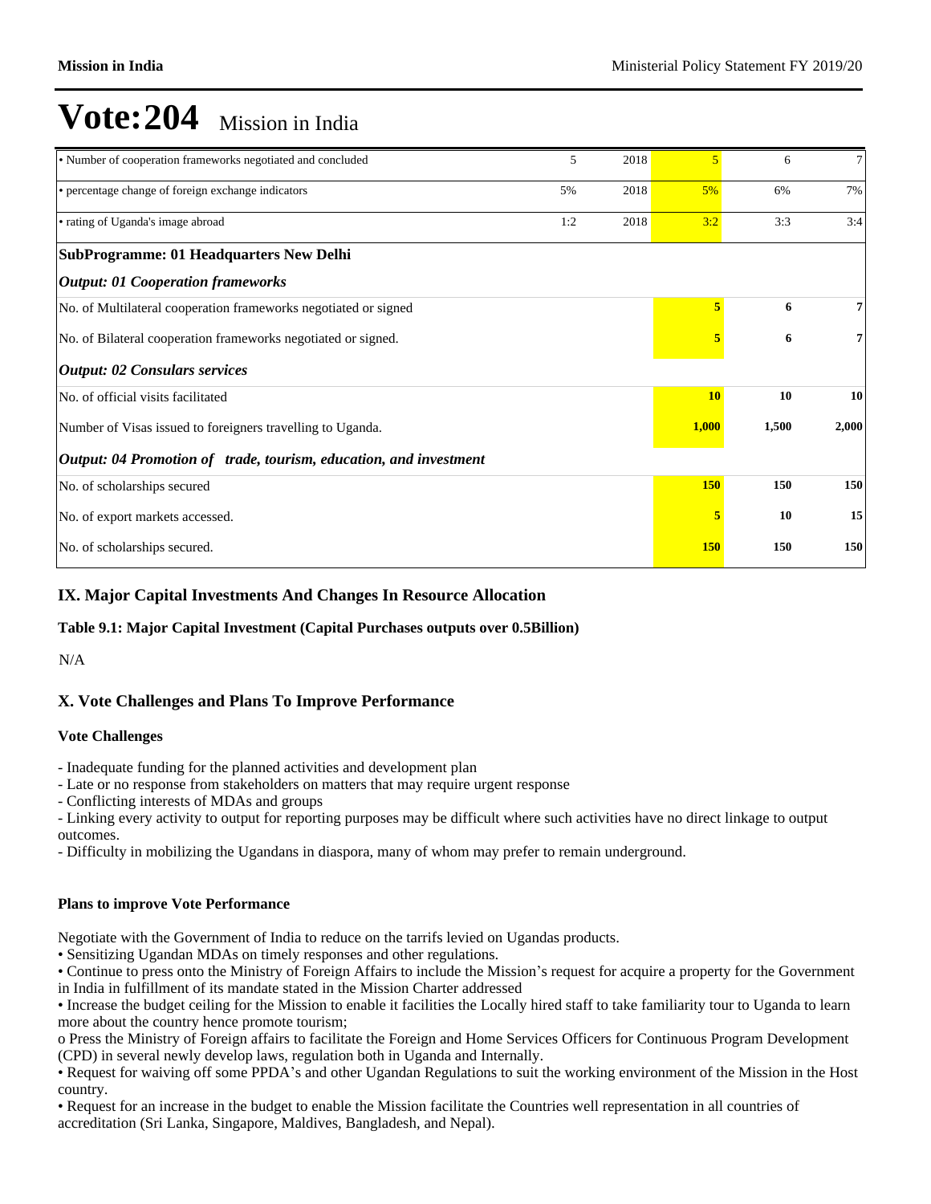# Vote:204 Mission in India

| | | | | | |
|---|---|---|---|---|---|
| • Number of cooperation frameworks negotiated and concluded | 5 | 2018 | 5 | 6 | 7 |
| • percentage change of foreign exchange indicators | 5% | 2018 | 5% | 6% | 7% |
| • rating of Uganda's image abroad | 1:2 | 2018 | 3:2 | 3:3 | 3:4 |
| **SubProgramme: 01 Headquarters New Delhi** | | | | | |
| ***Output: 01 Cooperation frameworks*** | | | | | |
| No. of Multilateral cooperation frameworks negotiated or signed | | | **5** | **6** | **7** |
| No. of Bilateral cooperation frameworks negotiated or signed. | | | **5** | **6** | **7** |
| ***Output: 02 Consulars services*** | | | | | |
| No. of official visits facilitated | | | **10** | **10** | **10** |
| Number of Visas issued to foreigners travelling to Uganda. | | | **1,000** | **1,500** | **2,000** |
| ***Output: 04 Promotion of trade, tourism, education, and investment*** | | | | | |
| No. of scholarships secured | | | **150** | **150** | **150** |
| No. of export markets accessed. | | | **5** | **10** | **15** |
| No. of scholarships secured. | | | **150** | **150** | **150** |

## IX. Major Capital Investments And Changes In Resource Allocation

### Table 9.1: Major Capital Investment (Capital Purchases outputs over 0.5Billion)

N/A

## X. Vote Challenges and Plans To Improve Performance

### Vote Challenges

- Inadequate funding for the planned activities and development plan
- Late or no response from stakeholders on matters that may require urgent response
- Conflicting interests of MDAs and groups
- Linking every activity to output for reporting purposes may be difficult where such activities have no direct linkage to output outcomes.
- Difficulty in mobilizing the Ugandans in diaspora, many of whom may prefer to remain underground.

### Plans to improve Vote Performance

Negotiate with the Government of India to reduce on the tarrifs levied on Ugandas products.

• Sensitizing Ugandan MDAs on timely responses and other regulations.

• Continue to press onto the Ministry of Foreign Affairs to include the Mission's request for acquire a property for the Government in India in fulfillment of its mandate stated in the Mission Charter addressed

• Increase the budget ceiling for the Mission to enable it facilities the Locally hired staff to take familiarity tour to Uganda to learn more about the country hence promote tourism;

o Press the Ministry of Foreign affairs to facilitate the Foreign and Home Services Officers for Continuous Program Development (CPD) in several newly develop laws, regulation both in Uganda and Internally.

• Request for waiving off some PPDA's and other Ugandan Regulations to suit the working environment of the Mission in the Host country.

• Request for an increase in the budget to enable the Mission facilitate the Countries well representation in all countries of accreditation (Sri Lanka, Singapore, Maldives, Bangladesh, and Nepal).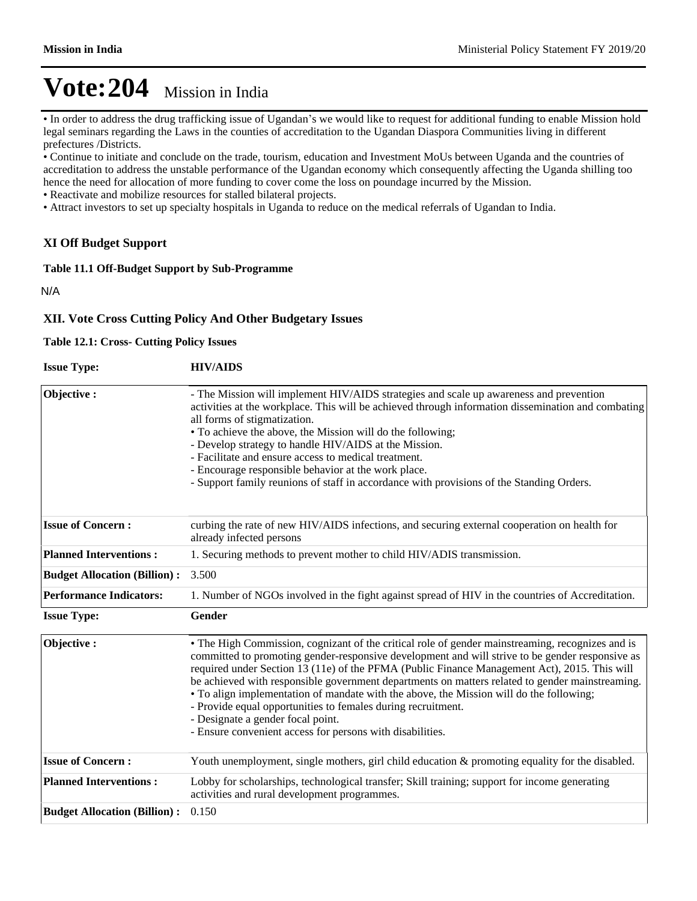# Vote:204 Mission in India

• In order to address the drug trafficking issue of Ugandan's we would like to request for additional funding to enable Mission hold legal seminars regarding the Laws in the counties of accreditation to the Ugandan Diaspora Communities living in different prefectures /Districts.
• Continue to initiate and conclude on the trade, tourism, education and Investment MoUs between Uganda and the countries of accreditation to address the unstable performance of the Ugandan economy which consequently affecting the Uganda shilling too hence the need for allocation of more funding to cover come the loss on poundage incurred by the Mission.
• Reactivate and mobilize resources for stalled bilateral projects.
• Attract investors to set up specialty hospitals in Uganda to reduce on the medical referrals of Ugandan to India.

### XI Off Budget Support

**Table 11.1 Off-Budget Support by Sub-Programme**

N/A

### XII. Vote Cross Cutting Policy And Other Budgetary Issues

**Table 12.1: Cross- Cutting Policy Issues**

| **Issue Type:** | **HIV/AIDS** |
|---|---|
| **Objective :** | - The Mission will implement HIV/AIDS strategies and scale up awareness and prevention activities at the workplace. This will be achieved through information dissemination and combating all forms of stigmatization.<br>• To achieve the above, the Mission will do the following;<br>- Develop strategy to handle HIV/AIDS at the Mission.<br>- Facilitate and ensure access to medical treatment.<br>- Encourage responsible behavior at the work place.<br>- Support family reunions of staff in accordance with provisions of the Standing Orders. |
| **Issue of Concern :** | curbing the rate of new HIV/AIDS infections, and securing external cooperation on health for already infected persons |
| **Planned Interventions :** | 1. Securing methods to prevent mother to child HIV/ADIS transmission. |
| **Budget Allocation (Billion) :** | 3.500 |
| **Performance Indicators:** | 1. Number of NGOs involved in the fight against spread of HIV in the countries of Accreditation. |

| **Issue Type:** | **Gender** |
|---|---|
| **Objective :** | • The High Commission, cognizant of the critical role of gender mainstreaming, recognizes and is committed to promoting gender-responsive development and will strive to be gender responsive as required under Section 13 (11e) of the PFMA (Public Finance Management Act), 2015. This will be achieved with responsible government departments on matters related to gender mainstreaming.<br>• To align implementation of mandate with the above, the Mission will do the following;<br>- Provide equal opportunities to females during recruitment.<br>- Designate a gender focal point.<br>- Ensure convenient access for persons with disabilities. |
| **Issue of Concern :** | Youth unemployment, single mothers, girl child education & promoting equality for the disabled. |
| **Planned Interventions :** | Lobby for scholarships, technological transfer; Skill training; support for income generating activities and rural development programmes. |
| **Budget Allocation (Billion) :** | 0.150 |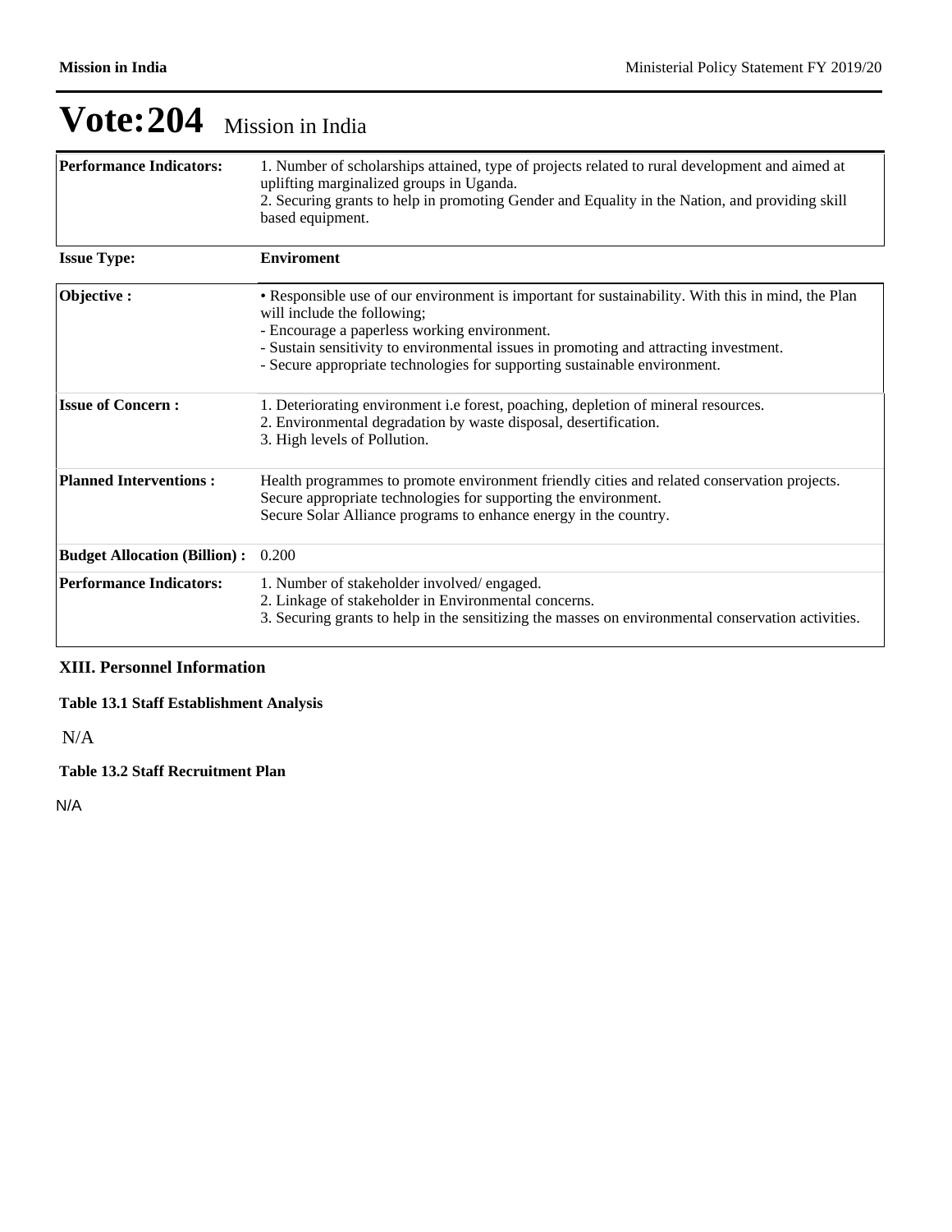# Vote:204 Mission in India

| | |
|---|---|
| **Performance Indicators:** | 1. Number of scholarships attained, type of projects related to rural development and aimed at uplifting marginalized groups in Uganda.<br>2. Securing grants to help in promoting Gender and Equality in the Nation, and providing skill based equipment. |

| | |
|---|---|
| **Issue Type:** | **Enviroment** |
| **Objective :** | • Responsible use of our environment is important for sustainability. With this in mind, the Plan will include the following;<br>- Encourage a paperless working environment.<br>- Sustain sensitivity to environmental issues in promoting and attracting investment.<br>- Secure appropriate technologies for supporting sustainable environment. |
| **Issue of Concern :** | 1. Deteriorating environment i.e forest, poaching, depletion of mineral resources.<br>2. Environmental degradation by waste disposal, desertification.<br>3. High levels of Pollution. |
| **Planned Interventions :** | Health programmes to promote environment friendly cities and related conservation projects.<br>Secure appropriate technologies for supporting the environment.<br>Secure Solar Alliance programs to enhance energy in the country. |
| **Budget Allocation (Billion) :** | 0.200 |
| **Performance Indicators:** | 1. Number of stakeholder involved/ engaged.<br>2. Linkage of stakeholder in Environmental concerns.<br>3. Securing grants to help in the sensitizing the masses on environmental conservation activities. |

## XIII. Personnel Information

### Table 13.1 Staff Establishment Analysis

N/A

### Table 13.2 Staff Recruitment Plan

N/A